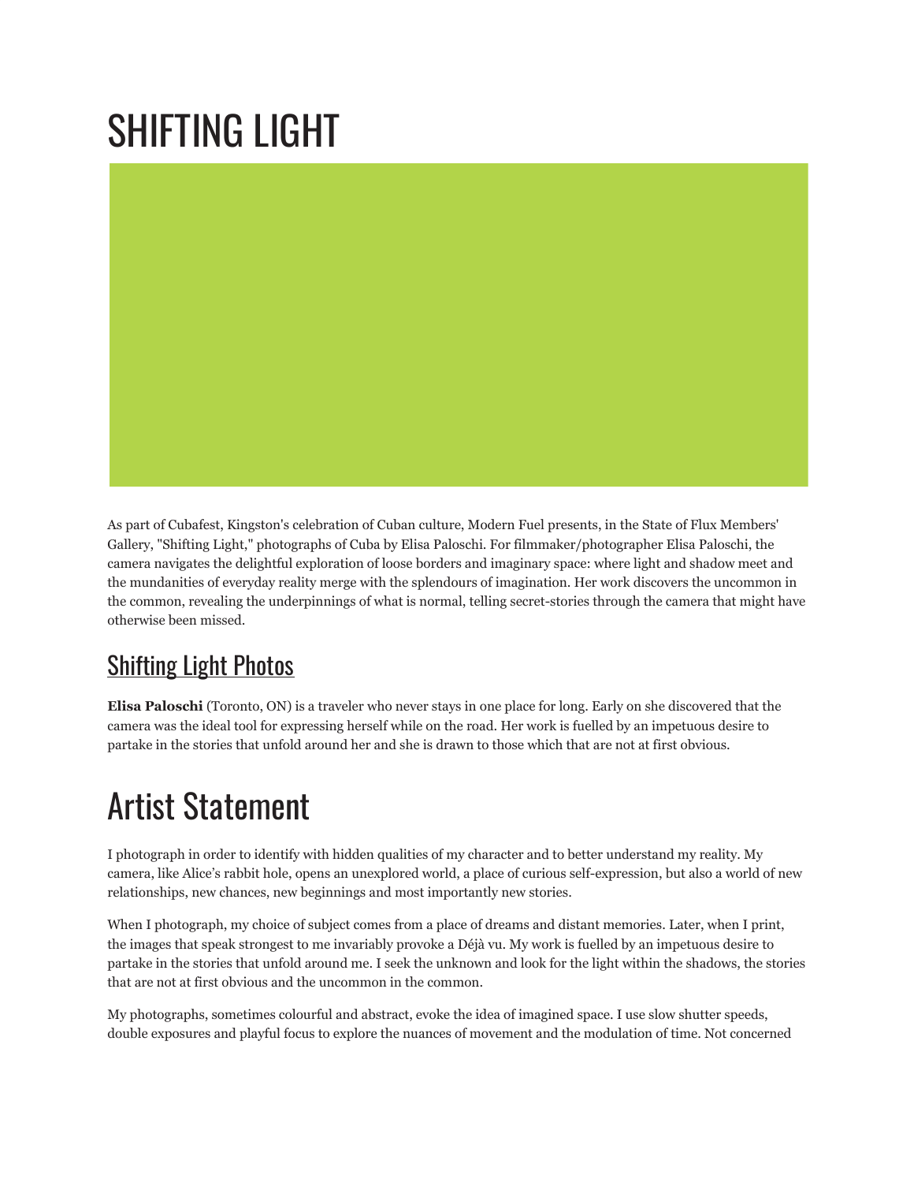# SHIFTING LIGHT

As part of Cubafest, Kingston's celebration of Cuban culture, Modern Fuel presents, in the State of Flux Members' Gallery, "Shifting Light," photographs of Cuba by Elisa Paloschi. For filmmaker/photographer Elisa Paloschi, the camera navigates the delightful exploration of loose borders and imaginary space: where light and shadow meet and the mundanities of everyday reality merge with the splendours of imagination. Her work discovers the uncommon in the common, revealing the underpinnings of what is normal, telling secret-stories through the camera that might have otherwise been missed.

## Shifting Light Photos

**Elisa Paloschi** (Toronto, ON) is a traveler who never stays in one place for long. Early on she discovered that the camera was the ideal tool for expressing herself while on the road. Her work is fuelled by an impetuous desire to partake in the stories that unfold around her and she is drawn to those which that are not at first obvious.

# Artist Statement

I photograph in order to identify with hidden qualities of my character and to better understand my reality. My camera, like Alice's rabbit hole, opens an unexplored world, a place of curious self-expression, but also a world of new relationships, new chances, new beginnings and most importantly new stories.

When I photograph, my choice of subject comes from a place of dreams and distant memories. Later, when I print, the images that speak strongest to me invariably provoke a Déjà vu. My work is fuelled by an impetuous desire to partake in the stories that unfold around me. I seek the unknown and look for the light within the shadows, the stories that are not at first obvious and the uncommon in the common.

My photographs, sometimes colourful and abstract, evoke the idea of imagined space. I use slow shutter speeds, double exposures and playful focus to explore the nuances of movement and the modulation of time. Not concerned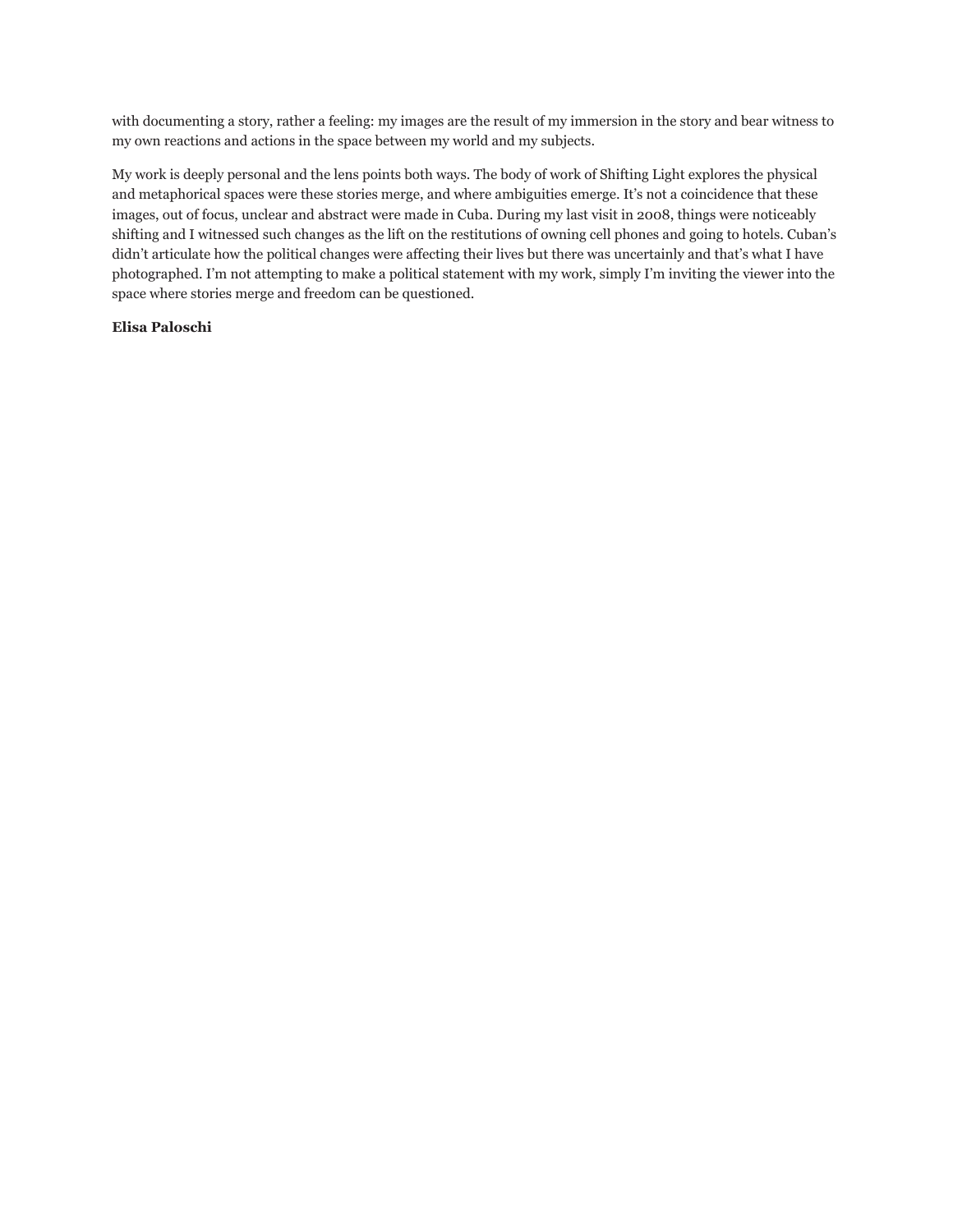with documenting a story, rather a feeling: my images are the result of my immersion in the story and bear witness to my own reactions and actions in the space between my world and my subjects.

My work is deeply personal and the lens points both ways. The body of work of Shifting Light explores the physical and metaphorical spaces were these stories merge, and where ambiguities emerge. It's not a coincidence that these images, out of focus, unclear and abstract were made in Cuba. During my last visit in 2008, things were noticeably shifting and I witnessed such changes as the lift on the restitutions of owning cell phones and going to hotels. Cuban's didn't articulate how the political changes were affecting their lives but there was uncertainly and that's what I have photographed. I'm not attempting to make a political statement with my work, simply I'm inviting the viewer into the space where stories merge and freedom can be questioned.

**Elisa Paloschi**